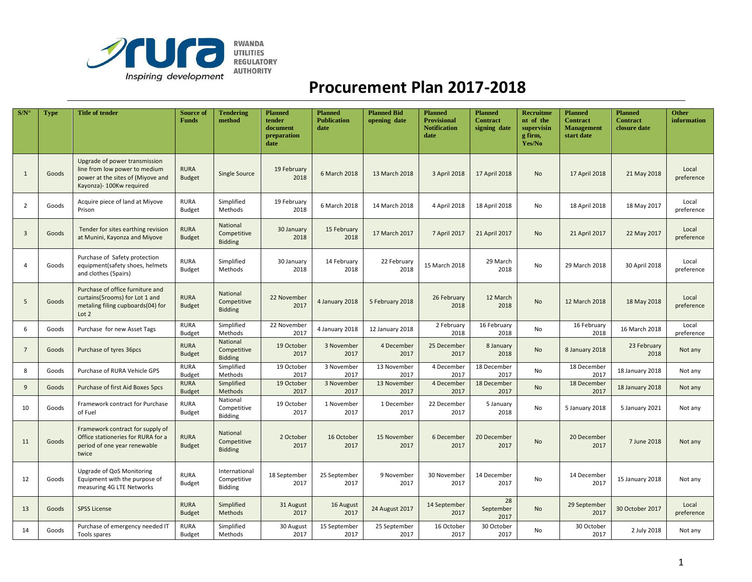RWANDA UTILITIES REGULATORY AUTHORITY

*Inspiring development*

# Procurement Plan 2017-2018

| S/N° | Type | Title of tender | Source of Funds | Tendering method | Planned tender document preparation date | Planned Publication date | Planned Bid opening date | Planned Provisional Notification date | Planned Contract signing date | Recruitment of the supervising firm, Yes/No | Planned Contract Management start date | Planned Contract closure date | Other information |
|---|---|---|---|---|---|---|---|---|---|---|---|---|---|
| 1 | Goods | Upgrade of power transmission line from low power to medium power at the sites of (Miyove and Kayonza)- 100Kw required | RURA Budget | Single Source | 19 February 2018 | 6 March 2018 | 13 March 2018 | 3 April 2018 | 17 April 2018 | No | 17 April 2018 | 21 May 2018 | Local preference |
| 2 | Goods | Acquire piece of land at Miyove Prison | RURA Budget | Simplified Methods | 19 February 2018 | 6 March 2018 | 14 March 2018 | 4 April 2018 | 18 April 2018 | No | 18 April 2018 | 18 May 2017 | Local preference |
| 3 | Goods | Tender for sites earthing revision at Munini, Kayonza and Miyove | RURA Budget | National Competitive Bidding | 30 January 2018 | 15 February 2018 | 17 March 2017 | 7 April 2017 | 21 April 2017 | No | 21 April 2017 | 22 May 2017 | Local preference |
| 4 | Goods | Purchase of Safety protection equipment(safety shoes, helmets and clothes (5pairs) | RURA Budget | Simplified Methods | 30 January 2018 | 14 February 2018 | 22 February 2018 | 15 March 2018 | 29 March 2018 | No | 29 March 2018 | 30 April 2018 | Local preference |
| 5 | Goods | Purchase of office furniture and curtains(5rooms) for Lot 1 and metaling filing cupboards(04) for Lot 2 | RURA Budget | National Competitive Bidding | 22 November 2017 | 4 January 2018 | 5 February 2018 | 26 February 2018 | 12 March 2018 | No | 12 March 2018 | 18 May 2018 | Local preference |
| 6 | Goods | Purchase for new Asset Tags | RURA Budget | Simplified Methods | 22 November 2017 | 4 January 2018 | 12 January 2018 | 2 February 2018 | 16 February 2018 | No | 16 February 2018 | 16 March 2018 | Local preference |
| 7 | Goods | Purchase of tyres 36pcs | RURA Budget | National Competitive Bidding | 19 October 2017 | 3 November 2017 | 4 December 2017 | 25 December 2017 | 8 January 2018 | No | 8 January 2018 | 23 February 2018 | Not any |
| 8 | Goods | Purchase of RURA Vehicle GPS | RURA Budget | Simplified Methods | 19 October 2017 | 3 November 2017 | 13 November 2017 | 4 December 2017 | 18 December 2017 | No | 18 December 2017 | 18 January 2018 | Not any |
| 9 | Goods | Purchase of first Aid Boxes 5pcs | RURA Budget | Simplified Methods | 19 October 2017 | 3 November 2017 | 13 November 2017 | 4 December 2017 | 18 December 2017 | No | 18 December 2017 | 18 January 2018 | Not any |
| 10 | Goods | Framework contract for Purchase of Fuel | RURA Budget | National Competitive Bidding | 19 October 2017 | 1 November 2017 | 1 December 2017 | 22 December 2017 | 5 January 2018 | No | 5 January 2018 | 5 January 2021 | Not any |
| 11 | Goods | Framework contract for supply of Office stationeries for RURA for a period of one year renewable twice | RURA Budget | National Competitive Bidding | 2 October 2017 | 16 October 2017 | 15 November 2017 | 6 December 2017 | 20 December 2017 | No | 20 December 2017 | 7 June 2018 | Not any |
| 12 | Goods | Upgrade of QoS Monitoring Equipment with the purpose of measuring 4G LTE Networks | RURA Budget | International Competitive Bidding | 18 September 2017 | 25 September 2017 | 9 November 2017 | 30 November 2017 | 14 December 2017 | No | 14 December 2017 | 15 January 2018 | Not any |
| 13 | Goods | SPSS License | RURA Budget | Simplified Methods | 31 August 2017 | 16 August 2017 | 24 August 2017 | 14 September 2017 | 28 September 2017 | No | 29 September 2017 | 30 October 2017 | Local preference |
| 14 | Goods | Purchase of emergency needed IT Tools spares | RURA Budget | Simplified Methods | 30 August 2017 | 15 September 2017 | 25 September 2017 | 16 October 2017 | 30 October 2017 | No | 30 October 2017 | 2 July 2018 | Not any |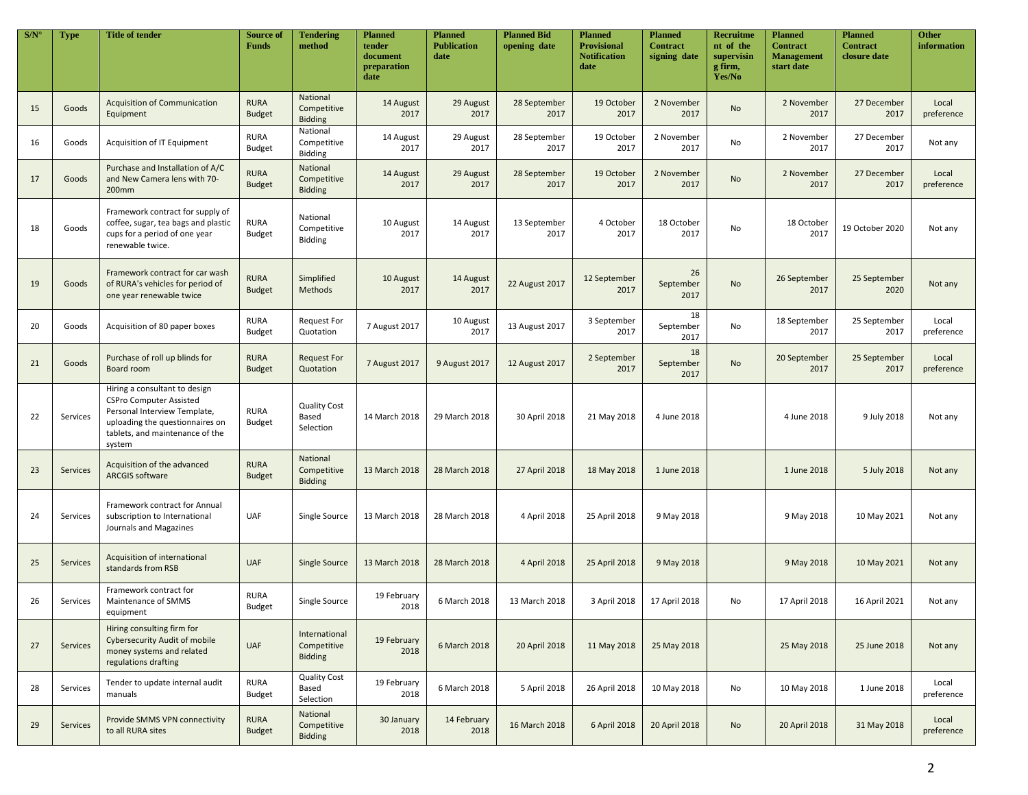| S/N° | Type | Title of tender | Source of Funds | Tendering method | Planned tender document preparation date | Planned Publication date | Planned Bid opening date | Planned Provisional Notification date | Planned Contract signing date | Recruitment of the supervising firm, Yes/No | Planned Contract Management start date | Planned Contract closure date | Other information |
|---|---|---|---|---|---|---|---|---|---|---|---|---|---|
| 15 | Goods | Acquisition of Communication Equipment | RURA Budget | National Competitive Bidding | 14 August 2017 | 29 August 2017 | 28 September 2017 | 19 October 2017 | 2 November 2017 | No | 2 November 2017 | 27 December 2017 | Local preference |
| 16 | Goods | Acquisition of IT Equipment | RURA Budget | National Competitive Bidding | 14 August 2017 | 29 August 2017 | 28 September 2017 | 19 October 2017 | 2 November 2017 | No | 2 November 2017 | 27 December 2017 | Not any |
| 17 | Goods | Purchase and Installation of A/C and New Camera lens with 70-200mm | RURA Budget | National Competitive Bidding | 14 August 2017 | 29 August 2017 | 28 September 2017 | 19 October 2017 | 2 November 2017 | No | 2 November 2017 | 27 December 2017 | Local preference |
| 18 | Goods | Framework contract for supply of coffee, sugar, tea bags and plastic cups for a period of one year renewable twice. | RURA Budget | National Competitive Bidding | 10 August 2017 | 14 August 2017 | 13 September 2017 | 4 October 2017 | 18 October 2017 | No | 18 October 2017 | 19 October 2020 | Not any |
| 19 | Goods | Framework contract for car wash of RURA's vehicles for period of one year renewable twice | RURA Budget | Simplified Methods | 10 August 2017 | 14 August 2017 | 22 August 2017 | 12 September 2017 | 26 September 2017 | No | 26 September 2017 | 25 September 2020 | Not any |
| 20 | Goods | Acquisition of 80 paper boxes | RURA Budget | Request For Quotation | 7 August 2017 | 10 August 2017 | 13 August 2017 | 3 September 2017 | 18 September 2017 | No | 18 September 2017 | 25 September 2017 | Local preference |
| 21 | Goods | Purchase of roll up blinds for Board room | RURA Budget | Request For Quotation | 7 August 2017 | 9 August 2017 | 12 August 2017 | 2 September 2017 | 18 September 2017 | No | 20 September 2017 | 25 September 2017 | Local preference |
| 22 | Services | Hiring a consultant to design CSPro Computer Assisted Personal Interview Template, uploading the questionnaires on tablets, and maintenance of the system | RURA Budget | Quality Cost Based Selection | 14 March 2018 | 29 March 2018 | 30 April 2018 | 21 May 2018 | 4 June 2018 | | 4 June 2018 | 9 July 2018 | Not any |
| 23 | Services | Acquisition of the advanced ARCGIS software | RURA Budget | National Competitive Bidding | 13 March 2018 | 28 March 2018 | 27 April 2018 | 18 May 2018 | 1 June 2018 | | 1 June 2018 | 5 July 2018 | Not any |
| 24 | Services | Framework contract for Annual subscription to International Journals and Magazines | UAF | Single Source | 13 March 2018 | 28 March 2018 | 4 April 2018 | 25 April 2018 | 9 May 2018 | | 9 May 2018 | 10 May 2021 | Not any |
| 25 | Services | Acquisition of international standards from RSB | UAF | Single Source | 13 March 2018 | 28 March 2018 | 4 April 2018 | 25 April 2018 | 9 May 2018 | | 9 May 2018 | 10 May 2021 | Not any |
| 26 | Services | Framework contract for Maintenance of SMMS equipment | RURA Budget | Single Source | 19 February 2018 | 6 March 2018 | 13 March 2018 | 3 April 2018 | 17 April 2018 | No | 17 April 2018 | 16 April 2021 | Not any |
| 27 | Services | Hiring consulting firm for Cybersecurity Audit of mobile money systems and related regulations drafting | UAF | International Competitive Bidding | 19 February 2018 | 6 March 2018 | 20 April 2018 | 11 May 2018 | 25 May 2018 | | 25 May 2018 | 25 June 2018 | Not any |
| 28 | Services | Tender to update internal audit manuals | RURA Budget | Quality Cost Based Selection | 19 February 2018 | 6 March 2018 | 5 April 2018 | 26 April 2018 | 10 May 2018 | No | 10 May 2018 | 1 June 2018 | Local preference |
| 29 | Services | Provide SMMS VPN connectivity to all RURA sites | RURA Budget | National Competitive Bidding | 30 January 2018 | 14 February 2018 | 16 March 2018 | 6 April 2018 | 20 April 2018 | No | 20 April 2018 | 31 May 2018 | Local preference |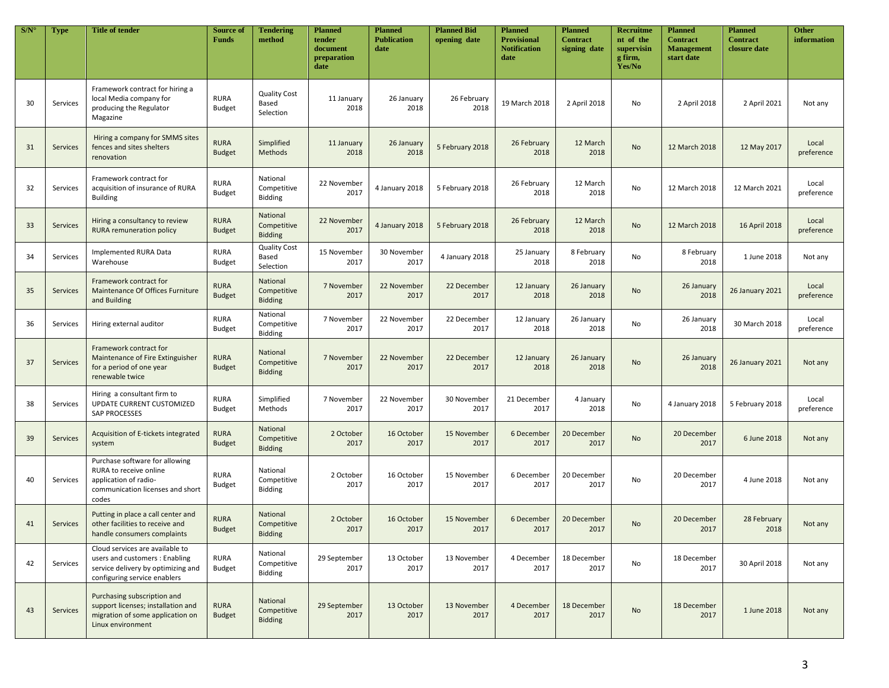| S/N° | Type | Title of tender | Source of Funds | Tendering method | Planned tender document preparation date | Planned Publication date | Planned Bid opening date | Planned Provisional Notification date | Planned Contract signing date | Recruitment of the supervising firm, Yes/No | Planned Contract Management start date | Planned Contract closure date | Other information |
|---|---|---|---|---|---|---|---|---|---|---|---|---|---|
| 30 | Services | Framework contract for hiring a local Media company for producing the Regulator Magazine | RURA Budget | Quality Cost Based Selection | 11 January 2018 | 26 January 2018 | 26 February 2018 | 19 March 2018 | 2 April 2018 | No | 2 April 2018 | 2 April 2021 | Not any |
| 31 | Services | Hiring a company for SMMS sites fences and sites shelters renovation | RURA Budget | Simplified Methods | 11 January 2018 | 26 January 2018 | 5 February 2018 | 26 February 2018 | 12 March 2018 | No | 12 March 2018 | 12 May 2017 | Local preference |
| 32 | Services | Framework contract for acquisition of insurance of RURA Building | RURA Budget | National Competitive Bidding | 22 November 2017 | 4 January 2018 | 5 February 2018 | 26 February 2018 | 12 March 2018 | No | 12 March 2018 | 12 March 2021 | Local preference |
| 33 | Services | Hiring a consultancy to review RURA remuneration policy | RURA Budget | National Competitive Bidding | 22 November 2017 | 4 January 2018 | 5 February 2018 | 26 February 2018 | 12 March 2018 | No | 12 March 2018 | 16 April 2018 | Local preference |
| 34 | Services | Implemented RURA Data Warehouse | RURA Budget | Quality Cost Based Selection | 15 November 2017 | 30 November 2017 | 4 January 2018 | 25 January 2018 | 8 February 2018 | No | 8 February 2018 | 1 June 2018 | Not any |
| 35 | Services | Framework contract for Maintenance Of Offices Furniture and Building | RURA Budget | National Competitive Bidding | 7 November 2017 | 22 November 2017 | 22 December 2017 | 12 January 2018 | 26 January 2018 | No | 26 January 2018 | 26 January 2021 | Local preference |
| 36 | Services | Hiring external auditor | RURA Budget | National Competitive Bidding | 7 November 2017 | 22 November 2017 | 22 December 2017 | 12 January 2018 | 26 January 2018 | No | 26 January 2018 | 30 March 2018 | Local preference |
| 37 | Services | Framework contract for Maintenance of Fire Extinguisher for a period of one year renewable twice | RURA Budget | National Competitive Bidding | 7 November 2017 | 22 November 2017 | 22 December 2017 | 12 January 2018 | 26 January 2018 | No | 26 January 2018 | 26 January 2021 | Not any |
| 38 | Services | Hiring a consultant firm to UPDATE CURRENT CUSTOMIZED SAP PROCESSES | RURA Budget | Simplified Methods | 7 November 2017 | 22 November 2017 | 30 November 2017 | 21 December 2017 | 4 January 2018 | No | 4 January 2018 | 5 February 2018 | Local preference |
| 39 | Services | Acquisition of E-tickets integrated system | RURA Budget | National Competitive Bidding | 2 October 2017 | 16 October 2017 | 15 November 2017 | 6 December 2017 | 20 December 2017 | No | 20 December 2017 | 6 June 2018 | Not any |
| 40 | Services | Purchase software for allowing RURA to receive online application of radio-communication licenses and short codes | RURA Budget | National Competitive Bidding | 2 October 2017 | 16 October 2017 | 15 November 2017 | 6 December 2017 | 20 December 2017 | No | 20 December 2017 | 4 June 2018 | Not any |
| 41 | Services | Putting in place a call center and other facilities to receive and handle consumers complaints | RURA Budget | National Competitive Bidding | 2 October 2017 | 16 October 2017 | 15 November 2017 | 6 December 2017 | 20 December 2017 | No | 20 December 2017 | 28 February 2018 | Not any |
| 42 | Services | Cloud services are available to users and customers : Enabling service delivery by optimizing and configuring service enablers | RURA Budget | National Competitive Bidding | 29 September 2017 | 13 October 2017 | 13 November 2017 | 4 December 2017 | 18 December 2017 | No | 18 December 2017 | 30 April 2018 | Not any |
| 43 | Services | Purchasing subscription and support licenses; installation and migration of some application on Linux environment | RURA Budget | National Competitive Bidding | 29 September 2017 | 13 October 2017 | 13 November 2017 | 4 December 2017 | 18 December 2017 | No | 18 December 2017 | 1 June 2018 | Not any |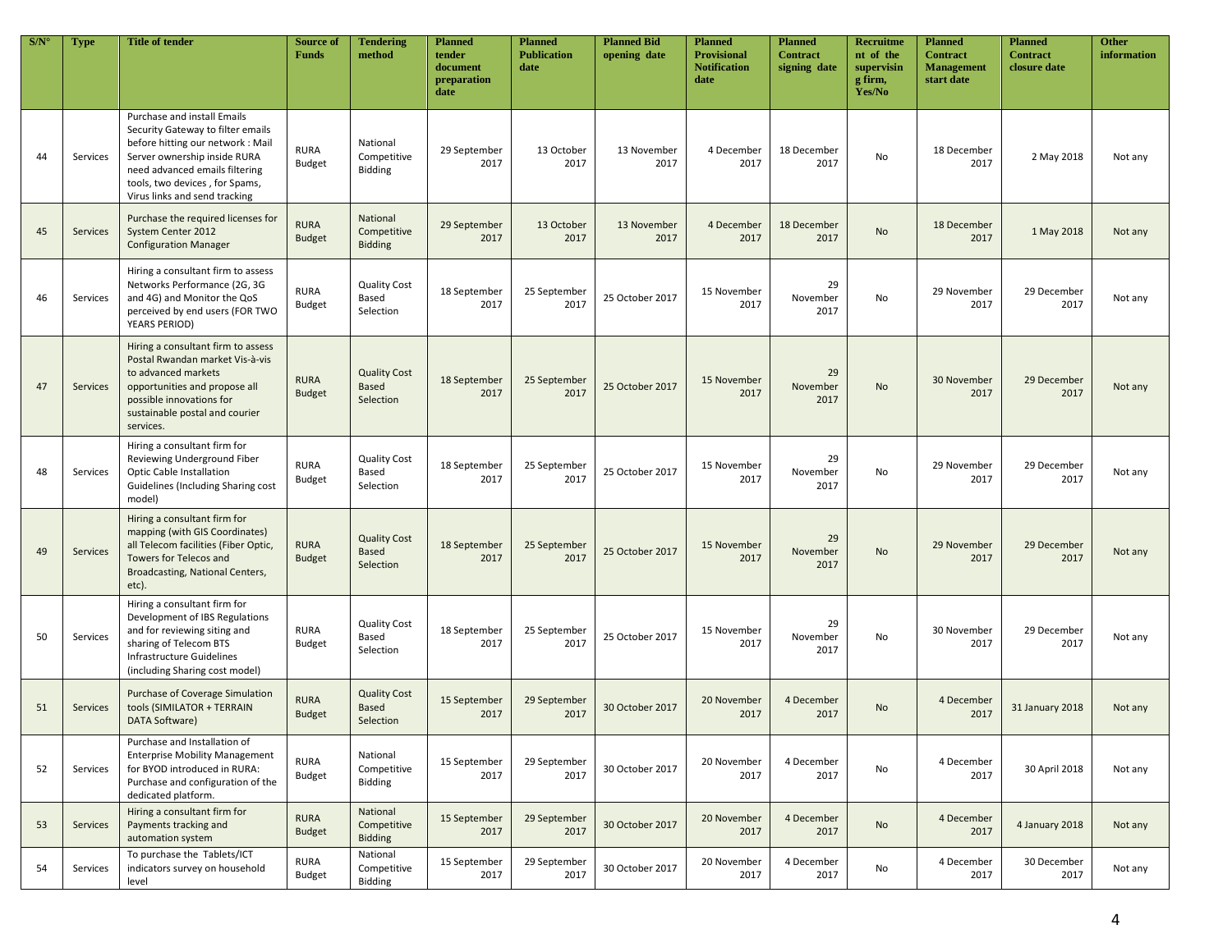| S/N° | Type | Title of tender | Source of Funds | Tendering method | Planned tender document preparation date | Planned Publication date | Planned Bid opening date | Planned Provisional Notification date | Planned Contract signing date | Recruitment of the supervising firm, Yes/No | Planned Contract Management start date | Planned Contract closure date | Other information |
|---|---|---|---|---|---|---|---|---|---|---|---|---|---|
| 44 | Services | Purchase and install Emails Security Gateway to filter emails before hitting our network : Mail Server ownership inside RURA need advanced emails filtering tools, two devices , for Spams, Virus links and send tracking | RURA Budget | National Competitive Bidding | 29 September 2017 | 13 October 2017 | 13 November 2017 | 4 December 2017 | 18 December 2017 | No | 18 December 2017 | 2 May 2018 | Not any |
| 45 | Services | Purchase the required licenses for System Center 2012 Configuration Manager | RURA Budget | National Competitive Bidding | 29 September 2017 | 13 October 2017 | 13 November 2017 | 4 December 2017 | 18 December 2017 | No | 18 December 2017 | 1 May 2018 | Not any |
| 46 | Services | Hiring a consultant firm to assess Networks Performance (2G, 3G and 4G) and Monitor the QoS perceived by end users (FOR TWO YEARS PERIOD) | RURA Budget | Quality Cost Based Selection | 18 September 2017 | 25 September 2017 | 25 October 2017 | 15 November 2017 | 29 November 2017 | No | 29 November 2017 | 29 December 2017 | Not any |
| 47 | Services | Hiring a consultant firm to assess Postal Rwandan market Vis-à-vis to advanced markets opportunities and propose all possible innovations for sustainable postal and courier services. | RURA Budget | Quality Cost Based Selection | 18 September 2017 | 25 September 2017 | 25 October 2017 | 15 November 2017 | 29 November 2017 | No | 30 November 2017 | 29 December 2017 | Not any |
| 48 | Services | Hiring a consultant firm for Reviewing Underground Fiber Optic Cable Installation Guidelines (Including Sharing cost model) | RURA Budget | Quality Cost Based Selection | 18 September 2017 | 25 September 2017 | 25 October 2017 | 15 November 2017 | 29 November 2017 | No | 29 November 2017 | 29 December 2017 | Not any |
| 49 | Services | Hiring a consultant firm for mapping (with GIS Coordinates) all Telecom facilities (Fiber Optic, Towers for Telecos and Broadcasting, National Centers, etc). | RURA Budget | Quality Cost Based Selection | 18 September 2017 | 25 September 2017 | 25 October 2017 | 15 November 2017 | 29 November 2017 | No | 29 November 2017 | 29 December 2017 | Not any |
| 50 | Services | Hiring a consultant firm for Development of IBS Regulations and for reviewing siting and sharing of Telecom BTS Infrastructure Guidelines (including Sharing cost model) | RURA Budget | Quality Cost Based Selection | 18 September 2017 | 25 September 2017 | 25 October 2017 | 15 November 2017 | 29 November 2017 | No | 30 November 2017 | 29 December 2017 | Not any |
| 51 | Services | Purchase of Coverage Simulation tools (SIMILATOR + TERRAIN DATA Software) | RURA Budget | Quality Cost Based Selection | 15 September 2017 | 29 September 2017 | 30 October 2017 | 20 November 2017 | 4 December 2017 | No | 4 December 2017 | 31 January 2018 | Not any |
| 52 | Services | Purchase and Installation of Enterprise Mobility Management for BYOD introduced in RURA: Purchase and configuration of the dedicated platform. | RURA Budget | National Competitive Bidding | 15 September 2017 | 29 September 2017 | 30 October 2017 | 20 November 2017 | 4 December 2017 | No | 4 December 2017 | 30 April 2018 | Not any |
| 53 | Services | Hiring a consultant firm for Payments tracking and automation system | RURA Budget | National Competitive Bidding | 15 September 2017 | 29 September 2017 | 30 October 2017 | 20 November 2017 | 4 December 2017 | No | 4 December 2017 | 4 January 2018 | Not any |
| 54 | Services | To purchase the Tablets/ICT indicators survey on household level | RURA Budget | National Competitive Bidding | 15 September 2017 | 29 September 2017 | 30 October 2017 | 20 November 2017 | 4 December 2017 | No | 4 December 2017 | 30 December 2017 | Not any |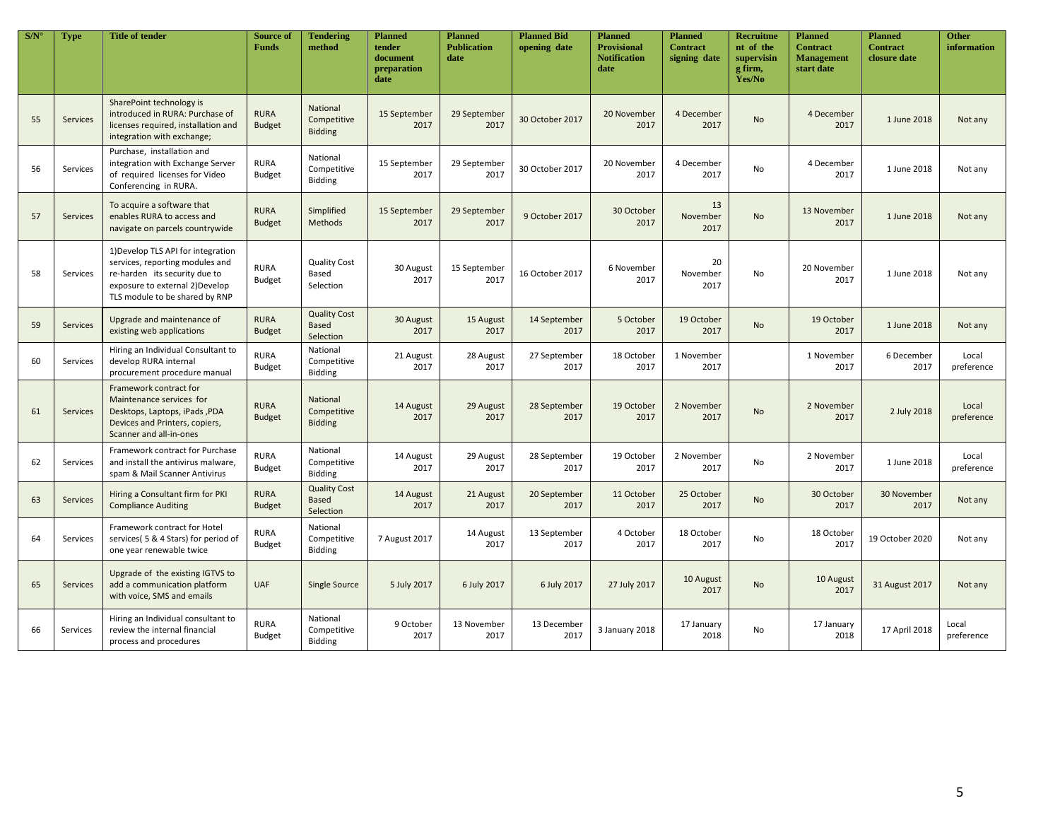| S/N° | Type | Title of tender | Source of Funds | Tendering method | Planned tender document preparation date | Planned Publication date | Planned Bid opening date | Planned Provisional Notification date | Planned Contract signing date | Recruitment of the supervising firm, Yes/No | Planned Contract Management start date | Planned Contract closure date | Other information |
|---|---|---|---|---|---|---|---|---|---|---|---|---|---|
| 55 | Services | SharePoint technology is introduced in RURA: Purchase of licenses required, installation and integration with exchange; | RURA Budget | National Competitive Bidding | 15 September 2017 | 29 September 2017 | 30 October 2017 | 20 November 2017 | 4 December 2017 | No | 4 December 2017 | 1 June 2018 | Not any |
| 56 | Services | Purchase, installation and integration with Exchange Server of required licenses for Video Conferencing in RURA. | RURA Budget | National Competitive Bidding | 15 September 2017 | 29 September 2017 | 30 October 2017 | 20 November 2017 | 4 December 2017 | No | 4 December 2017 | 1 June 2018 | Not any |
| 57 | Services | To acquire a software that enables RURA to access and navigate on parcels countrywide | RURA Budget | Simplified Methods | 15 September 2017 | 29 September 2017 | 9 October 2017 | 30 October 2017 | 13 November 2017 | No | 13 November 2017 | 1 June 2018 | Not any |
| 58 | Services | 1)Develop TLS API for integration services, reporting modules and re-harden its security due to exposure to external 2)Develop TLS module to be shared by RNP | RURA Budget | Quality Cost Based Selection | 30 August 2017 | 15 September 2017 | 16 October 2017 | 6 November 2017 | 20 November 2017 | No | 20 November 2017 | 1 June 2018 | Not any |
| 59 | Services | Upgrade and maintenance of existing web applications | RURA Budget | Quality Cost Based Selection | 30 August 2017 | 15 August 2017 | 14 September 2017 | 5 October 2017 | 19 October 2017 | No | 19 October 2017 | 1 June 2018 | Not any |
| 60 | Services | Hiring an Individual Consultant to develop RURA internal procurement procedure manual | RURA Budget | National Competitive Bidding | 21 August 2017 | 28 August 2017 | 27 September 2017 | 18 October 2017 | 1 November 2017 | | 1 November 2017 | 6 December 2017 | Local preference |
| 61 | Services | Framework contract for Maintenance services for Desktops, Laptops, iPads ,PDA Devices and Printers, copiers, Scanner and all-in-ones | RURA Budget | National Competitive Bidding | 14 August 2017 | 29 August 2017 | 28 September 2017 | 19 October 2017 | 2 November 2017 | No | 2 November 2017 | 2 July 2018 | Local preference |
| 62 | Services | Framework contract for Purchase and install the antivirus malware, spam & Mail Scanner Antivirus | RURA Budget | National Competitive Bidding | 14 August 2017 | 29 August 2017 | 28 September 2017 | 19 October 2017 | 2 November 2017 | No | 2 November 2017 | 1 June 2018 | Local preference |
| 63 | Services | Hiring a Consultant firm for PKI Compliance Auditing | RURA Budget | Quality Cost Based Selection | 14 August 2017 | 21 August 2017 | 20 September 2017 | 11 October 2017 | 25 October 2017 | No | 30 October 2017 | 30 November 2017 | Not any |
| 64 | Services | Framework contract for Hotel services( 5 & 4 Stars) for period of one year renewable twice | RURA Budget | National Competitive Bidding | 7 August 2017 | 14 August 2017 | 13 September 2017 | 4 October 2017 | 18 October 2017 | No | 18 October 2017 | 19 October 2020 | Not any |
| 65 | Services | Upgrade of the existing IGTVS to add a communication platform with voice, SMS and emails | UAF | Single Source | 5 July 2017 | 6 July 2017 | 6 July 2017 | 27 July 2017 | 10 August 2017 | No | 10 August 2017 | 31 August 2017 | Not any |
| 66 | Services | Hiring an Individual consultant to review the internal financial process and procedures | RURA Budget | National Competitive Bidding | 9 October 2017 | 13 November 2017 | 13 December 2017 | 3 January 2018 | 17 January 2018 | No | 17 January 2018 | 17 April 2018 | Local preference |